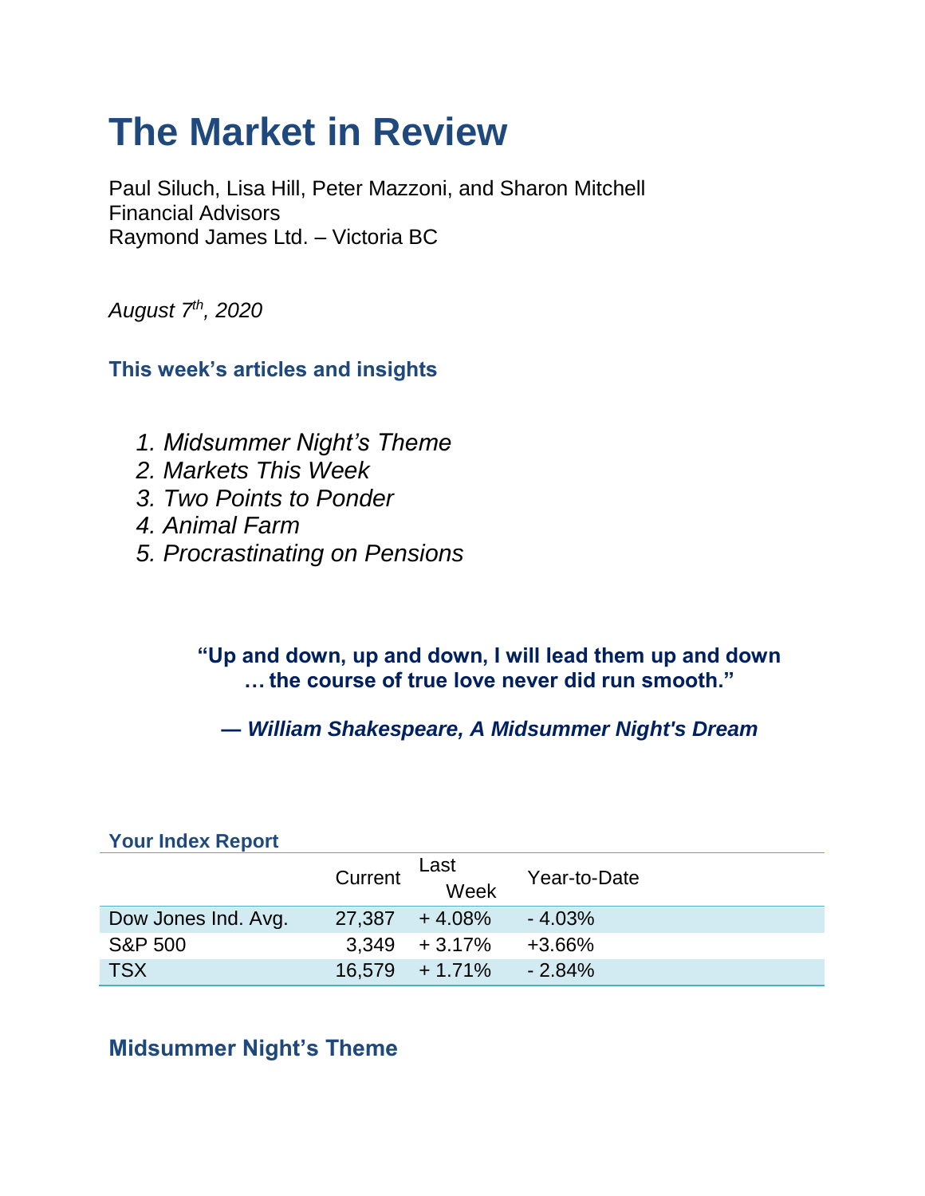# The Market in Review

Paul Siluch, Lisa Hill, Peter Mazzoni, and Sharon Mitchell
Financial Advisors
Raymond James Ltd. – Victoria BC

*August 7th, 2020*

### This week's articles and insights

1. *Midsummer Night's Theme*
2. *Markets This Week*
3. *Two Points to Ponder*
4. *Animal Farm*
5. *Procrastinating on Pensions*

> **"Up and down, up and down, I will lead them up and down … the course of true love never did run smooth."**
>
> ***— William Shakespeare, A Midsummer Night's Dream***

### Your Index Report

| | Current | Last Week | Year-to-Date |
|---|---|---|---|
| Dow Jones Ind. Avg. | 27,387 | + 4.08% | - 4.03% |
| S&P 500 | 3,349 | + 3.17% | +3.66% |
| TSX | 16,579 | + 1.71% | - 2.84% |

## Midsummer Night's Theme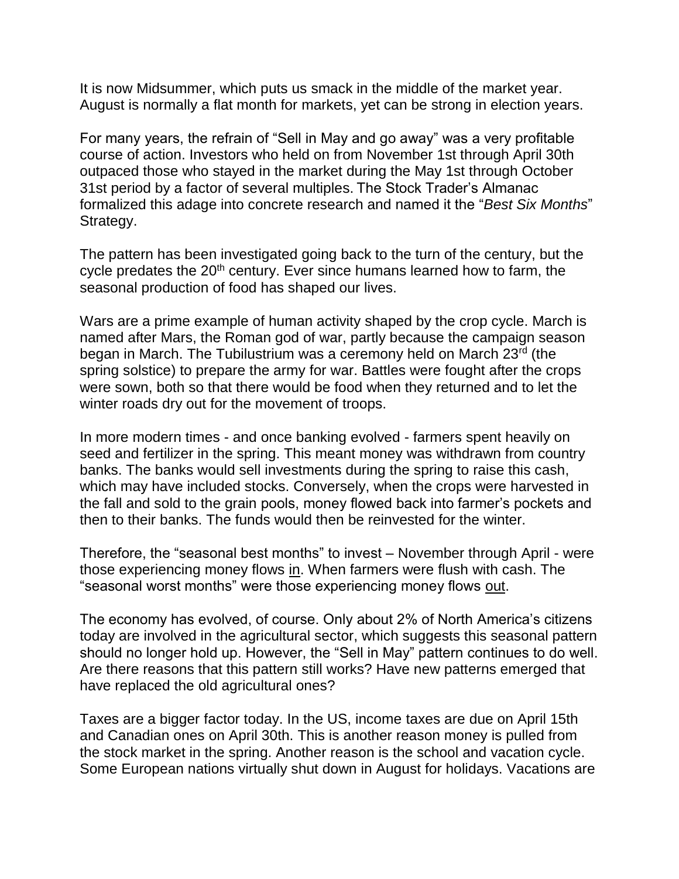It is now Midsummer, which puts us smack in the middle of the market year. August is normally a flat month for markets, yet can be strong in election years.

For many years, the refrain of "Sell in May and go away" was a very profitable course of action. Investors who held on from November 1st through April 30th outpaced those who stayed in the market during the May 1st through October 31st period by a factor of several multiples. The Stock Trader's Almanac formalized this adage into concrete research and named it the "*Best Six Months*" Strategy.

The pattern has been investigated going back to the turn of the century, but the cycle predates the 20th century. Ever since humans learned how to farm, the seasonal production of food has shaped our lives.

Wars are a prime example of human activity shaped by the crop cycle. March is named after Mars, the Roman god of war, partly because the campaign season began in March. The Tubilustrium was a ceremony held on March 23rd (the spring solstice) to prepare the army for war. Battles were fought after the crops were sown, both so that there would be food when they returned and to let the winter roads dry out for the movement of troops.

In more modern times - and once banking evolved - farmers spent heavily on seed and fertilizer in the spring. This meant money was withdrawn from country banks. The banks would sell investments during the spring to raise this cash, which may have included stocks. Conversely, when the crops were harvested in the fall and sold to the grain pools, money flowed back into farmer's pockets and then to their banks. The funds would then be reinvested for the winter.

Therefore, the "seasonal best months" to invest – November through April - were those experiencing money flows <u>in</u>. When farmers were flush with cash. The "seasonal worst months" were those experiencing money flows <u>out</u>.

The economy has evolved, of course. Only about 2% of North America's citizens today are involved in the agricultural sector, which suggests this seasonal pattern should no longer hold up. However, the "Sell in May" pattern continues to do well. Are there reasons that this pattern still works? Have new patterns emerged that have replaced the old agricultural ones?

Taxes are a bigger factor today. In the US, income taxes are due on April 15th and Canadian ones on April 30th. This is another reason money is pulled from the stock market in the spring. Another reason is the school and vacation cycle. Some European nations virtually shut down in August for holidays. Vacations are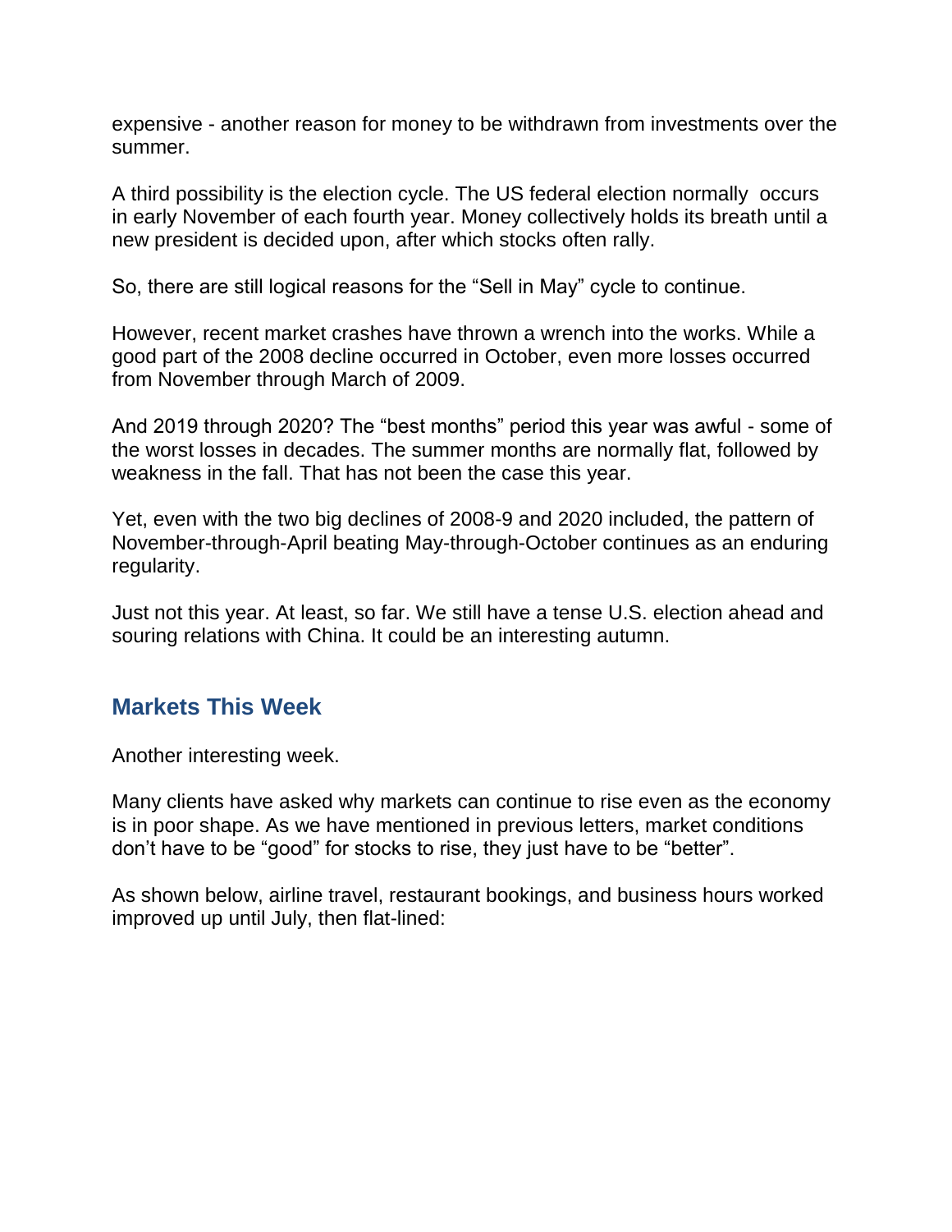expensive - another reason for money to be withdrawn from investments over the summer.

A third possibility is the election cycle. The US federal election normally  occurs in early November of each fourth year. Money collectively holds its breath until a new president is decided upon, after which stocks often rally.

So, there are still logical reasons for the “Sell in May” cycle to continue.

However, recent market crashes have thrown a wrench into the works. While a good part of the 2008 decline occurred in October, even more losses occurred from November through March of 2009.

And 2019 through 2020? The “best months” period this year was awful - some of the worst losses in decades. The summer months are normally flat, followed by weakness in the fall. That has not been the case this year.

Yet, even with the two big declines of 2008-9 and 2020 included, the pattern of November-through-April beating May-through-October continues as an enduring regularity.

Just not this year. At least, so far. We still have a tense U.S. election ahead and souring relations with China. It could be an interesting autumn.

## Markets This Week

Another interesting week.

Many clients have asked why markets can continue to rise even as the economy is in poor shape. As we have mentioned in previous letters, market conditions don’t have to be “good” for stocks to rise, they just have to be “better”.

As shown below, airline travel, restaurant bookings, and business hours worked improved up until July, then flat-lined: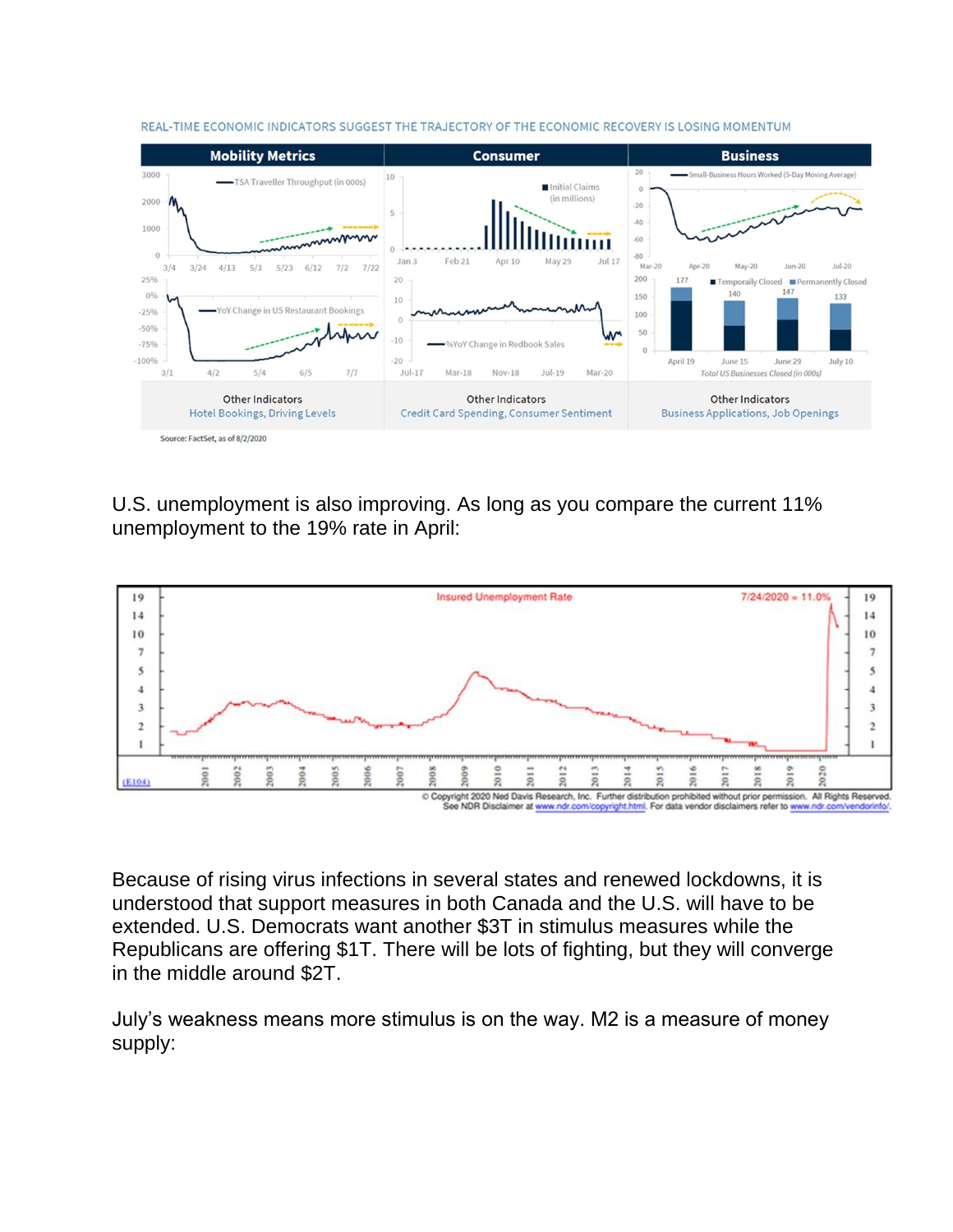REAL-TIME ECONOMIC INDICATORS SUGGEST THE TRAJECTORY OF THE ECONOMIC RECOVERY IS LOSING MOMENTUM

| Mobility Metrics | Consumer | Business |
|---|---|---|
| Other Indicators: Hotel Bookings, Driving Levels | Other Indicators: Credit Card Spending, Consumer Sentiment | Other Indicators: Business Applications, Job Openings |

Source: FactSet, as of 8/2/2020

U.S. unemployment is also improving. As long as you compare the current 11% unemployment to the 19% rate in April:

Insured Unemployment Rate — 7/24/2020 = 11.0%

© Copyright 2020 Ned Davis Research, Inc. Further distribution prohibited without prior permission. All Rights Reserved. See NDR Disclaimer at www.ndr.com/copyright.html. For data vendor disclaimers refer to www.ndr.com/vendorinfo/.

Because of rising virus infections in several states and renewed lockdowns, it is understood that support measures in both Canada and the U.S. will have to be extended. U.S. Democrats want another $3T in stimulus measures while the Republicans are offering $1T. There will be lots of fighting, but they will converge in the middle around $2T.

July's weakness means more stimulus is on the way. M2 is a measure of money supply: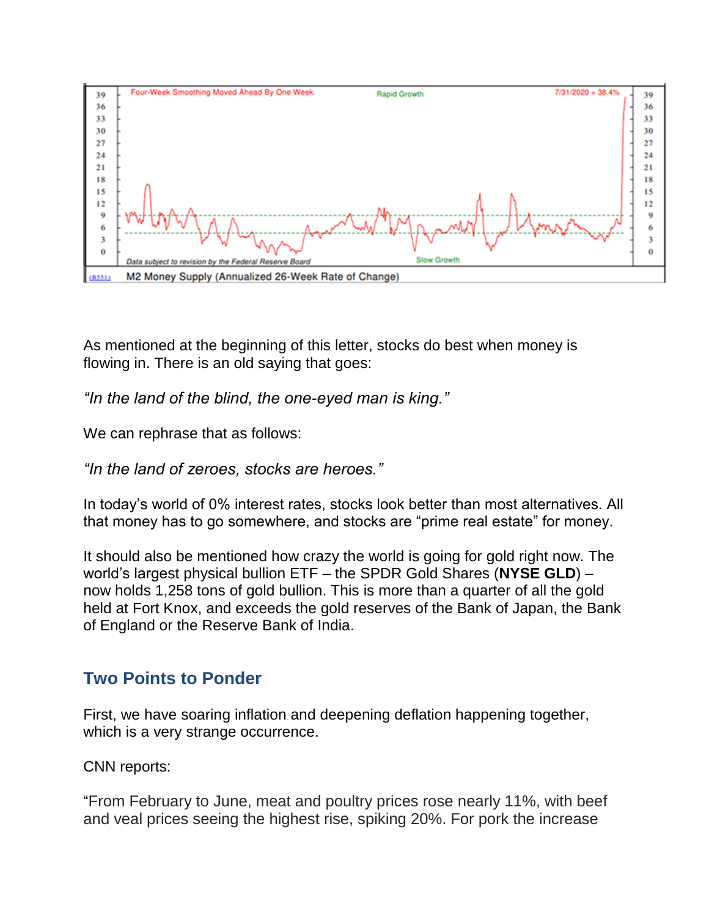As mentioned at the beginning of this letter, stocks do best when money is flowing in. There is an old saying that goes:

*"In the land of the blind, the one-eyed man is king."*

We can rephrase that as follows:

*"In the land of zeroes, stocks are heroes."*

In today's world of 0% interest rates, stocks look better than most alternatives. All that money has to go somewhere, and stocks are "prime real estate" for money.

It should also be mentioned how crazy the world is going for gold right now. The world's largest physical bullion ETF – the SPDR Gold Shares (**NYSE GLD**) – now holds 1,258 tons of gold bullion. This is more than a quarter of all the gold held at Fort Knox, and exceeds the gold reserves of the Bank of Japan, the Bank of England or the Reserve Bank of India.

## Two Points to Ponder

First, we have soaring inflation and deepening deflation happening together, which is a very strange occurrence.

CNN reports:

"From February to June, meat and poultry prices rose nearly 11%, with beef and veal prices seeing the highest rise, spiking 20%. For pork the increase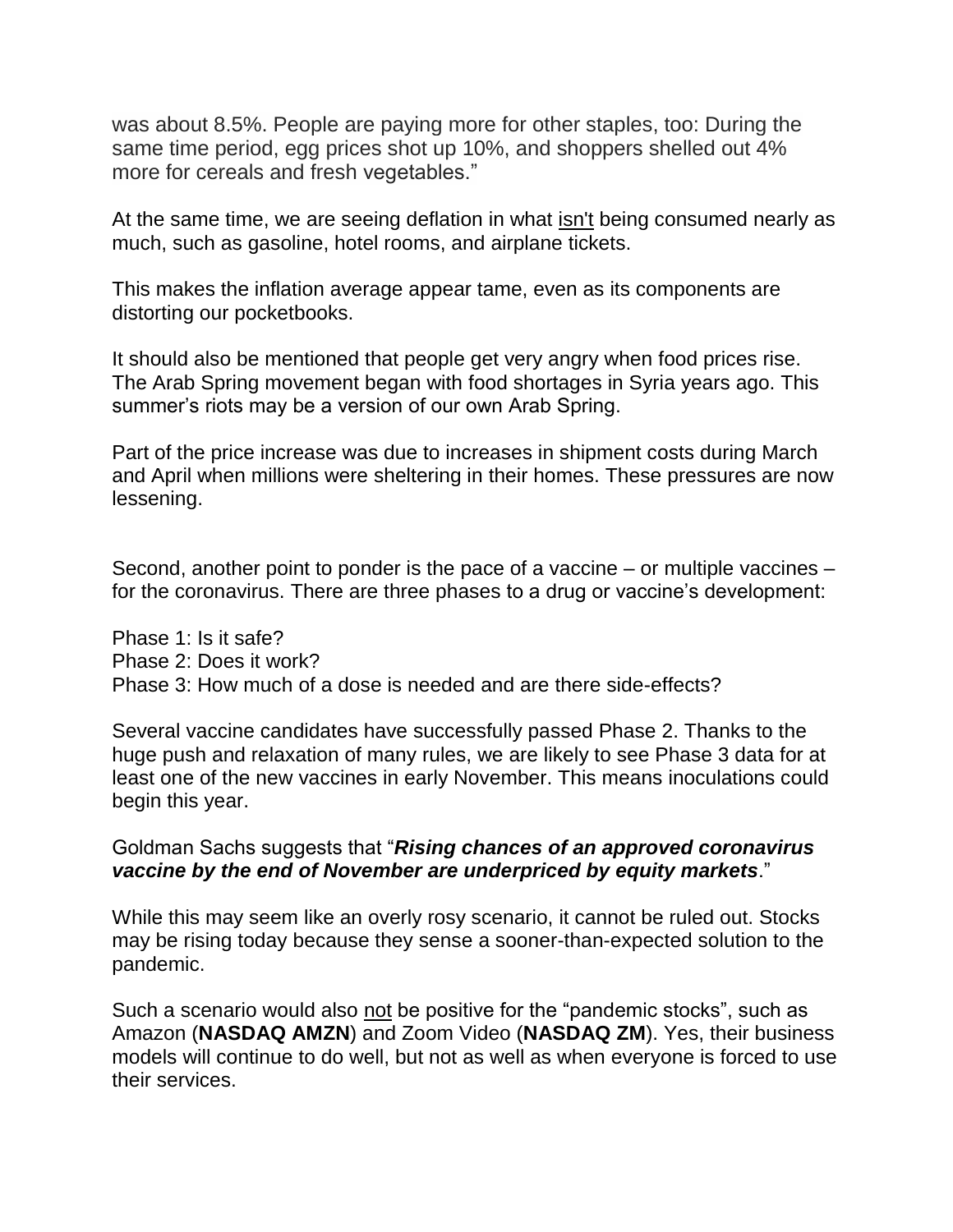was about 8.5%. People are paying more for other staples, too: During the same time period, egg prices shot up 10%, and shoppers shelled out 4% more for cereals and fresh vegetables."

At the same time, we are seeing deflation in what <u>isn't</u> being consumed nearly as much, such as gasoline, hotel rooms, and airplane tickets.

This makes the inflation average appear tame, even as its components are distorting our pocketbooks.

It should also be mentioned that people get very angry when food prices rise. The Arab Spring movement began with food shortages in Syria years ago. This summer's riots may be a version of our own Arab Spring.

Part of the price increase was due to increases in shipment costs during March and April when millions were sheltering in their homes. These pressures are now lessening.

Second, another point to ponder is the pace of a vaccine – or multiple vaccines – for the coronavirus. There are three phases to a drug or vaccine's development:

Phase 1: Is it safe?
Phase 2: Does it work?
Phase 3: How much of a dose is needed and are there side-effects?

Several vaccine candidates have successfully passed Phase 2. Thanks to the huge push and relaxation of many rules, we are likely to see Phase 3 data for at least one of the new vaccines in early November. This means inoculations could begin this year.

Goldman Sachs suggests that "***Rising chances of an approved coronavirus vaccine by the end of November are underpriced by equity markets***."

While this may seem like an overly rosy scenario, it cannot be ruled out. Stocks may be rising today because they sense a sooner-than-expected solution to the pandemic.

Such a scenario would also <u>not</u> be positive for the "pandemic stocks", such as Amazon (**NASDAQ AMZN**) and Zoom Video (**NASDAQ ZM**). Yes, their business models will continue to do well, but not as well as when everyone is forced to use their services.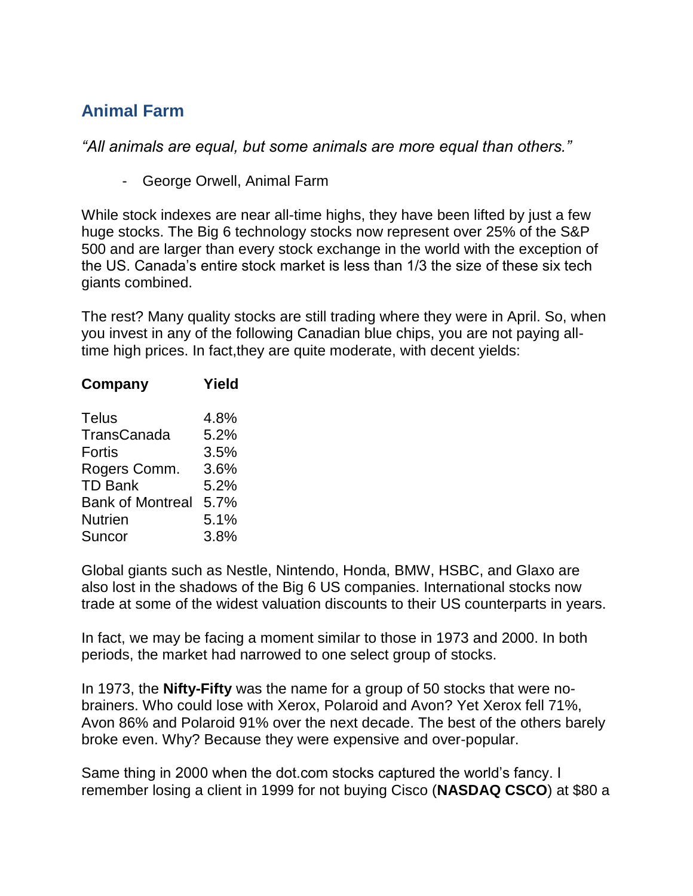## Animal Farm

*"All animals are equal, but some animals are more equal than others."*

- George Orwell, Animal Farm

While stock indexes are near all-time highs, they have been lifted by just a few huge stocks. The Big 6 technology stocks now represent over 25% of the S&P 500 and are larger than every stock exchange in the world with the exception of the US. Canada's entire stock market is less than 1/3 the size of these six tech giants combined.

The rest? Many quality stocks are still trading where they were in April. So, when you invest in any of the following Canadian blue chips, you are not paying all-time high prices. In fact,they are quite moderate, with decent yields:

| Company | Yield |
|---|---|
| Telus | 4.8% |
| TransCanada | 5.2% |
| Fortis | 3.5% |
| Rogers Comm. | 3.6% |
| TD Bank | 5.2% |
| Bank of Montreal | 5.7% |
| Nutrien | 5.1% |
| Suncor | 3.8% |

Global giants such as Nestle, Nintendo, Honda, BMW, HSBC, and Glaxo are also lost in the shadows of the Big 6 US companies. International stocks now trade at some of the widest valuation discounts to their US counterparts in years.

In fact, we may be facing a moment similar to those in 1973 and 2000. In both periods, the market had narrowed to one select group of stocks.

In 1973, the **Nifty-Fifty** was the name for a group of 50 stocks that were no-brainers. Who could lose with Xerox, Polaroid and Avon? Yet Xerox fell 71%, Avon 86% and Polaroid 91% over the next decade. The best of the others barely broke even. Why? Because they were expensive and over-popular.

Same thing in 2000 when the dot.com stocks captured the world's fancy. I remember losing a client in 1999 for not buying Cisco (**NASDAQ CSCO**) at $80 a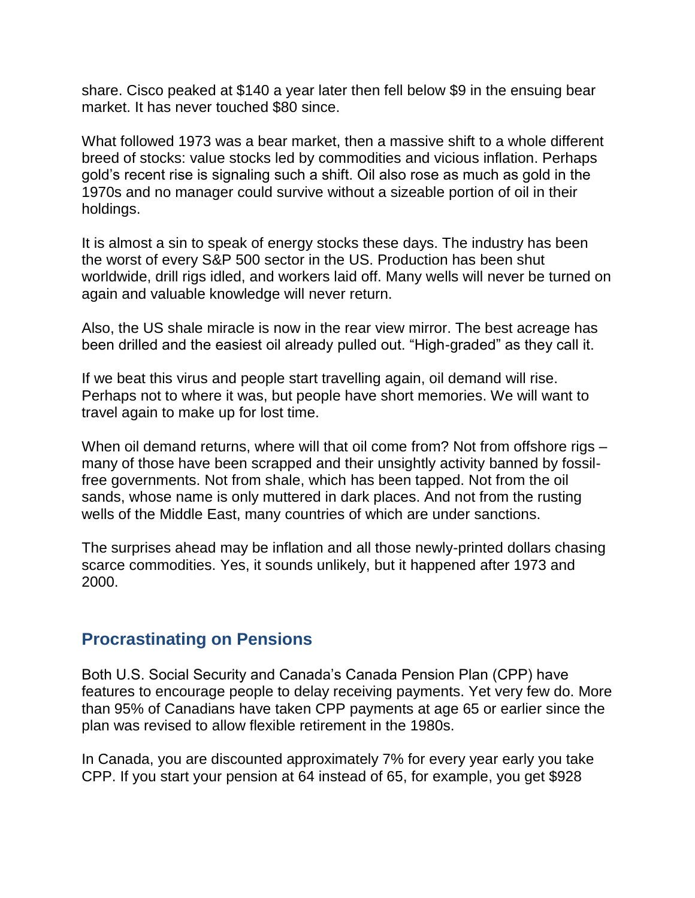share. Cisco peaked at $140 a year later then fell below $9 in the ensuing bear market. It has never touched $80 since.

What followed 1973 was a bear market, then a massive shift to a whole different breed of stocks: value stocks led by commodities and vicious inflation. Perhaps gold's recent rise is signaling such a shift. Oil also rose as much as gold in the 1970s and no manager could survive without a sizeable portion of oil in their holdings.

It is almost a sin to speak of energy stocks these days. The industry has been the worst of every S&P 500 sector in the US. Production has been shut worldwide, drill rigs idled, and workers laid off. Many wells will never be turned on again and valuable knowledge will never return.

Also, the US shale miracle is now in the rear view mirror. The best acreage has been drilled and the easiest oil already pulled out. "High-graded" as they call it.

If we beat this virus and people start travelling again, oil demand will rise. Perhaps not to where it was, but people have short memories. We will want to travel again to make up for lost time.

When oil demand returns, where will that oil come from? Not from offshore rigs – many of those have been scrapped and their unsightly activity banned by fossil-free governments. Not from shale, which has been tapped. Not from the oil sands, whose name is only muttered in dark places. And not from the rusting wells of the Middle East, many countries of which are under sanctions.

The surprises ahead may be inflation and all those newly-printed dollars chasing scarce commodities. Yes, it sounds unlikely, but it happened after 1973 and 2000.

## Procrastinating on Pensions

Both U.S. Social Security and Canada's Canada Pension Plan (CPP) have features to encourage people to delay receiving payments. Yet very few do. More than 95% of Canadians have taken CPP payments at age 65 or earlier since the plan was revised to allow flexible retirement in the 1980s.

In Canada, you are discounted approximately 7% for every year early you take CPP. If you start your pension at 64 instead of 65, for example, you get $928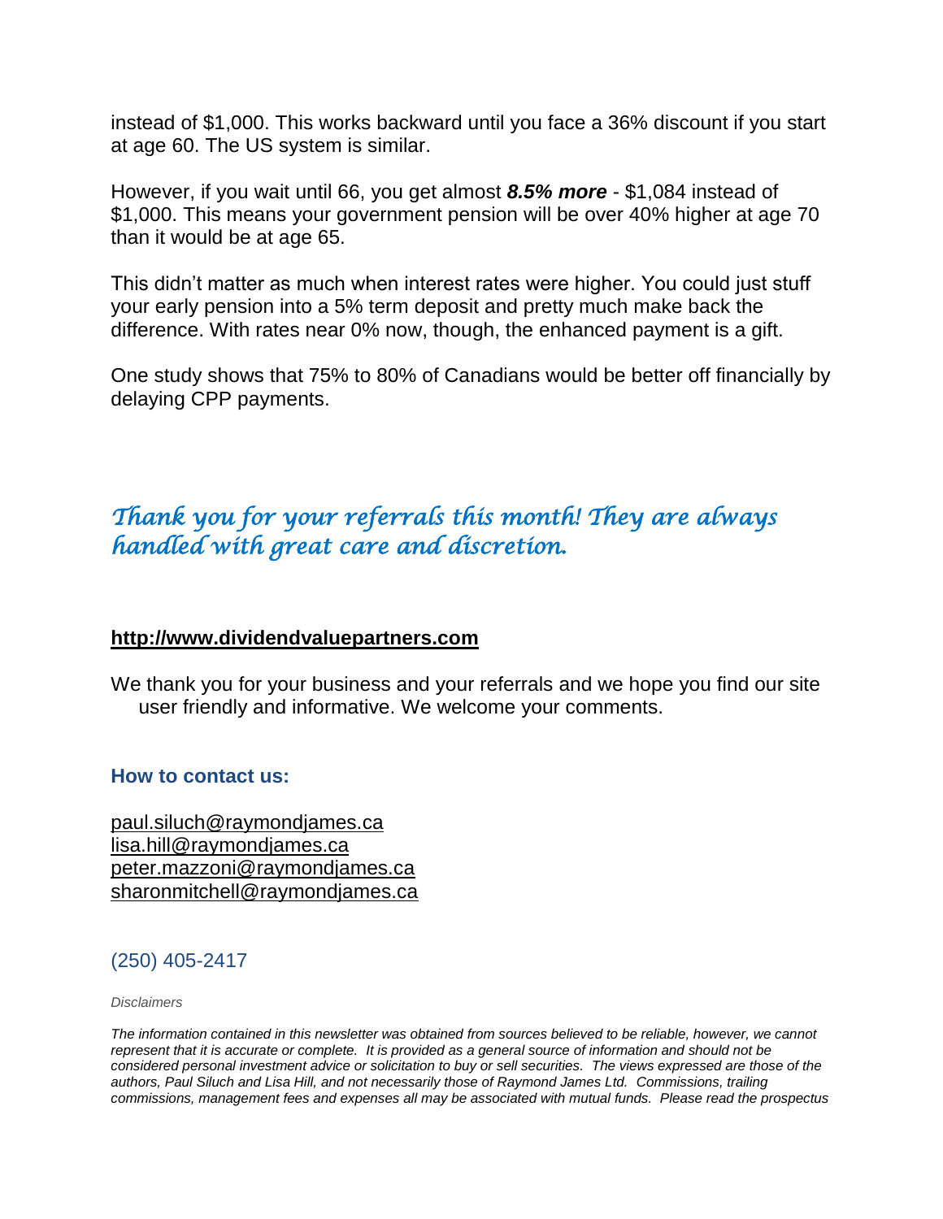instead of $1,000. This works backward until you face a 36% discount if you start at age 60. The US system is similar.

However, if you wait until 66, you get almost ***8.5% more*** - $1,084 instead of $1,000. This means your government pension will be over 40% higher at age 70 than it would be at age 65.

This didn't matter as much when interest rates were higher. You could just stuff your early pension into a 5% term deposit and pretty much make back the difference. With rates near 0% now, though, the enhanced payment is a gift.

One study shows that 75% to 80% of Canadians would be better off financially by delaying CPP payments.

*Thank you for your referrals this month! They are always handled with great care and discretion.*

**http://www.dividendvaluepartners.com**

We thank you for your business and your referrals and we hope you find our site user friendly and informative. We welcome your comments.

**How to contact us:**

paul.siluch@raymondjames.ca
lisa.hill@raymondjames.ca
peter.mazzoni@raymondjames.ca
sharonmitchell@raymondjames.ca

(250) 405-2417

*Disclaimers*

*The information contained in this newsletter was obtained from sources believed to be reliable, however, we cannot represent that it is accurate or complete. It is provided as a general source of information and should not be considered personal investment advice or solicitation to buy or sell securities. The views expressed are those of the authors, Paul Siluch and Lisa Hill, and not necessarily those of Raymond James Ltd. Commissions, trailing commissions, management fees and expenses all may be associated with mutual funds. Please read the prospectus*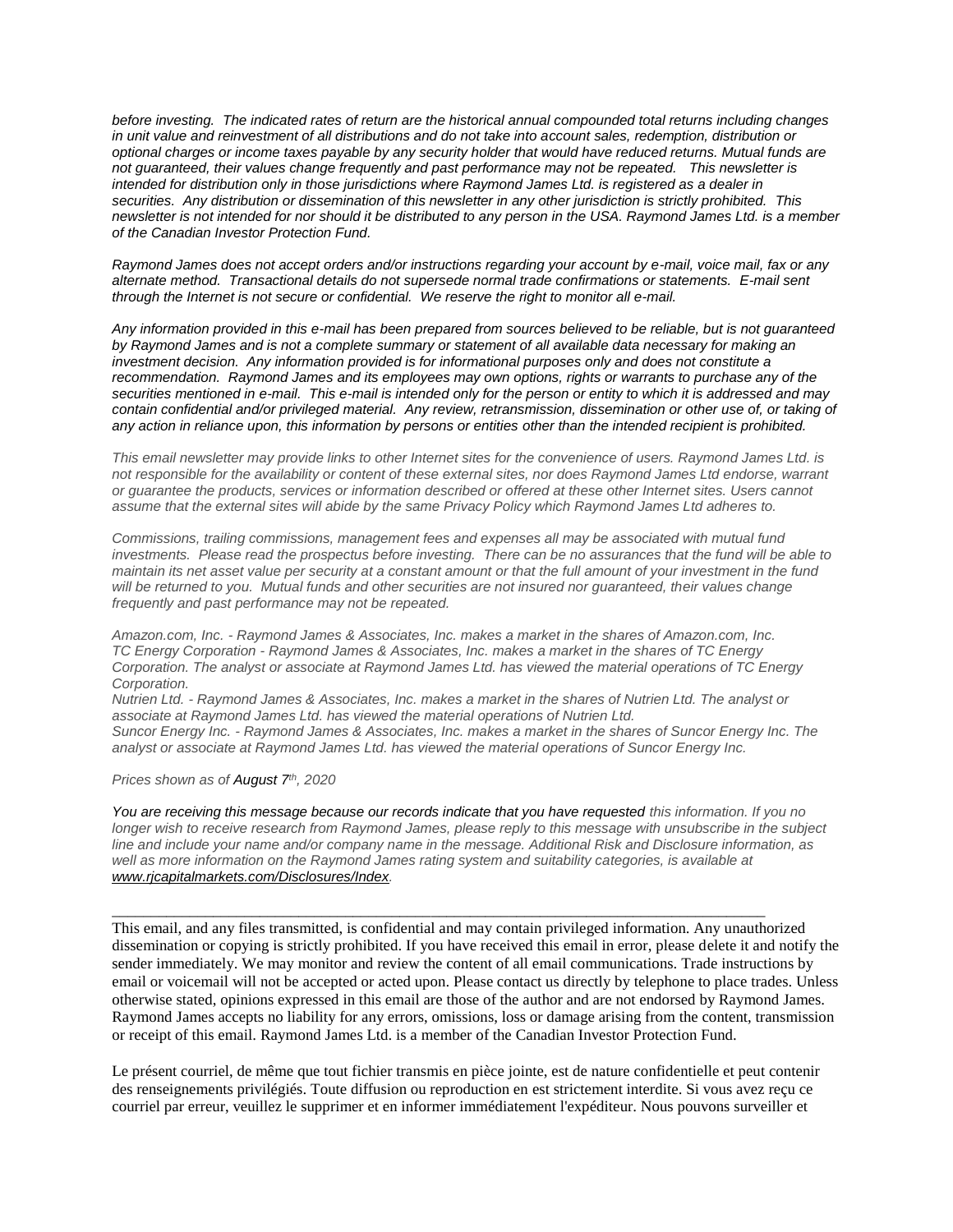*before investing. The indicated rates of return are the historical annual compounded total returns including changes in unit value and reinvestment of all distributions and do not take into account sales, redemption, distribution or optional charges or income taxes payable by any security holder that would have reduced returns. Mutual funds are not guaranteed, their values change frequently and past performance may not be repeated. This newsletter is intended for distribution only in those jurisdictions where Raymond James Ltd. is registered as a dealer in securities. Any distribution or dissemination of this newsletter in any other jurisdiction is strictly prohibited. This newsletter is not intended for nor should it be distributed to any person in the USA. Raymond James Ltd. is a member of the Canadian Investor Protection Fund.*

*Raymond James does not accept orders and/or instructions regarding your account by e-mail, voice mail, fax or any alternate method. Transactional details do not supersede normal trade confirmations or statements. E-mail sent through the Internet is not secure or confidential. We reserve the right to monitor all e-mail.*

*Any information provided in this e-mail has been prepared from sources believed to be reliable, but is not guaranteed by Raymond James and is not a complete summary or statement of all available data necessary for making an investment decision. Any information provided is for informational purposes only and does not constitute a recommendation. Raymond James and its employees may own options, rights or warrants to purchase any of the securities mentioned in e-mail. This e-mail is intended only for the person or entity to which it is addressed and may contain confidential and/or privileged material. Any review, retransmission, dissemination or other use of, or taking of any action in reliance upon, this information by persons or entities other than the intended recipient is prohibited.*

*This email newsletter may provide links to other Internet sites for the convenience of users. Raymond James Ltd. is not responsible for the availability or content of these external sites, nor does Raymond James Ltd endorse, warrant or guarantee the products, services or information described or offered at these other Internet sites. Users cannot assume that the external sites will abide by the same Privacy Policy which Raymond James Ltd adheres to.*

*Commissions, trailing commissions, management fees and expenses all may be associated with mutual fund investments. Please read the prospectus before investing. There can be no assurances that the fund will be able to maintain its net asset value per security at a constant amount or that the full amount of your investment in the fund will be returned to you. Mutual funds and other securities are not insured nor guaranteed, their values change frequently and past performance may not be repeated.*

*Amazon.com, Inc. - Raymond James & Associates, Inc. makes a market in the shares of Amazon.com, Inc.*
*TC Energy Corporation - Raymond James & Associates, Inc. makes a market in the shares of TC Energy Corporation. The analyst or associate at Raymond James Ltd. has viewed the material operations of TC Energy Corporation.*
*Nutrien Ltd. - Raymond James & Associates, Inc. makes a market in the shares of Nutrien Ltd. The analyst or associate at Raymond James Ltd. has viewed the material operations of Nutrien Ltd.*
*Suncor Energy Inc. - Raymond James & Associates, Inc. makes a market in the shares of Suncor Energy Inc. The analyst or associate at Raymond James Ltd. has viewed the material operations of Suncor Energy Inc.*

*Prices shown as of August 7th, 2020*

*You are receiving this message because our records indicate that you have requested this information. If you no longer wish to receive research from Raymond James, please reply to this message with unsubscribe in the subject line and include your name and/or company name in the message. Additional Risk and Disclosure information, as well as more information on the Raymond James rating system and suitability categories, is available at [www.rjcapitalmarkets.com/Disclosures/Index](www.rjcapitalmarkets.com/Disclosures/Index).*

---

This email, and any files transmitted, is confidential and may contain privileged information. Any unauthorized dissemination or copying is strictly prohibited. If you have received this email in error, please delete it and notify the sender immediately. We may monitor and review the content of all email communications. Trade instructions by email or voicemail will not be accepted or acted upon. Please contact us directly by telephone to place trades. Unless otherwise stated, opinions expressed in this email are those of the author and are not endorsed by Raymond James. Raymond James accepts no liability for any errors, omissions, loss or damage arising from the content, transmission or receipt of this email. Raymond James Ltd. is a member of the Canadian Investor Protection Fund.

Le présent courriel, de même que tout fichier transmis en pièce jointe, est de nature confidentielle et peut contenir des renseignements privilégiés. Toute diffusion ou reproduction en est strictement interdite. Si vous avez reçu ce courriel par erreur, veuillez le supprimer et en informer immédiatement l'expéditeur. Nous pouvons surveiller et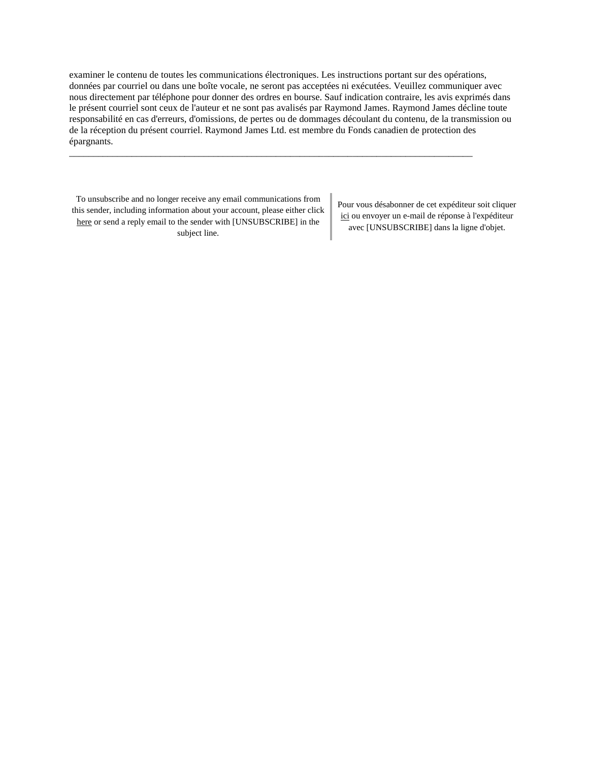examiner le contenu de toutes les communications électroniques. Les instructions portant sur des opérations, données par courriel ou dans une boîte vocale, ne seront pas acceptées ni exécutées. Veuillez communiquer avec nous directement par téléphone pour donner des ordres en bourse. Sauf indication contraire, les avis exprimés dans le présent courriel sont ceux de l'auteur et ne sont pas avalisés par Raymond James. Raymond James décline toute responsabilité en cas d'erreurs, d'omissions, de pertes ou de dommages découlant du contenu, de la transmission ou de la réception du présent courriel. Raymond James Ltd. est membre du Fonds canadien de protection des épargnants.

---

To unsubscribe and no longer receive any email communications from this sender, including information about your account, please either click here or send a reply email to the sender with [UNSUBSCRIBE] in the subject line.

Pour vous désabonner de cet expéditeur soit cliquer ici ou envoyer un e-mail de réponse à l'expéditeur avec [UNSUBSCRIBE] dans la ligne d'objet.